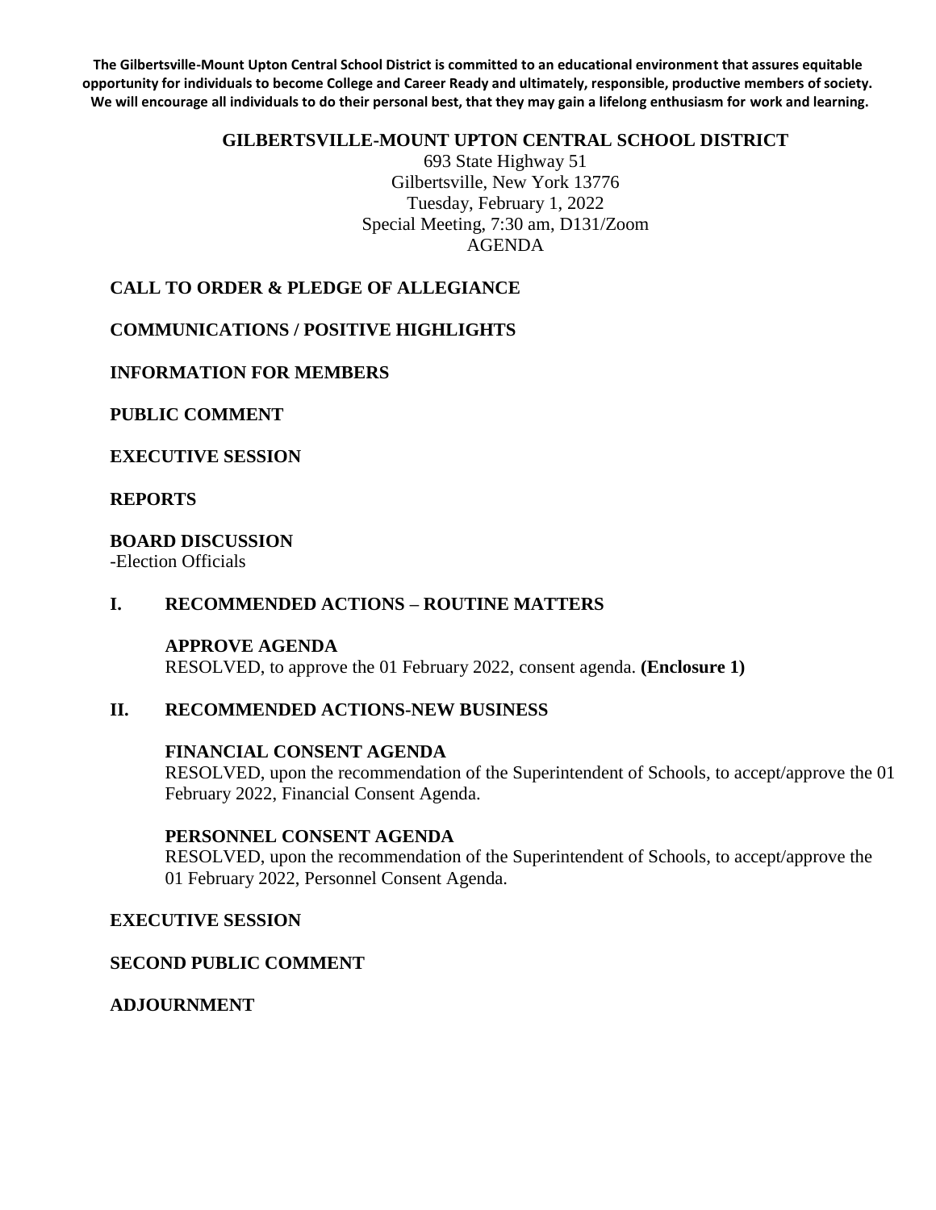**The Gilbertsville-Mount Upton Central School District is committed to an educational environment that assures equitable opportunity for individuals to become College and Career Ready and ultimately, responsible, productive members of society. We will encourage all individuals to do their personal best, that they may gain a lifelong enthusiasm for work and learning.**

# GILBERTSVILLE-MOUNT UPTON CENTRAL SCHOOL DISTRICT

693 State Highway 51
Gilbertsville, New York 13776
Tuesday, February 1, 2022
Special Meeting, 7:30 am, D131/Zoom
AGENDA

## CALL TO ORDER & PLEDGE OF ALLEGIANCE

## COMMUNICATIONS / POSITIVE HIGHLIGHTS

## INFORMATION FOR MEMBERS

## PUBLIC COMMENT

## EXECUTIVE SESSION

## REPORTS

## BOARD DISCUSSION

-Election Officials

## I. RECOMMENDED ACTIONS – ROUTINE MATTERS

### APPROVE AGENDA

RESOLVED, to approve the 01 February 2022, consent agenda. **(Enclosure 1)**

## II. RECOMMENDED ACTIONS-NEW BUSINESS

### FINANCIAL CONSENT AGENDA

RESOLVED, upon the recommendation of the Superintendent of Schools, to accept/approve the 01 February 2022, Financial Consent Agenda.

### PERSONNEL CONSENT AGENDA

RESOLVED, upon the recommendation of the Superintendent of Schools, to accept/approve the 01 February 2022, Personnel Consent Agenda.

## EXECUTIVE SESSION

## SECOND PUBLIC COMMENT

## ADJOURNMENT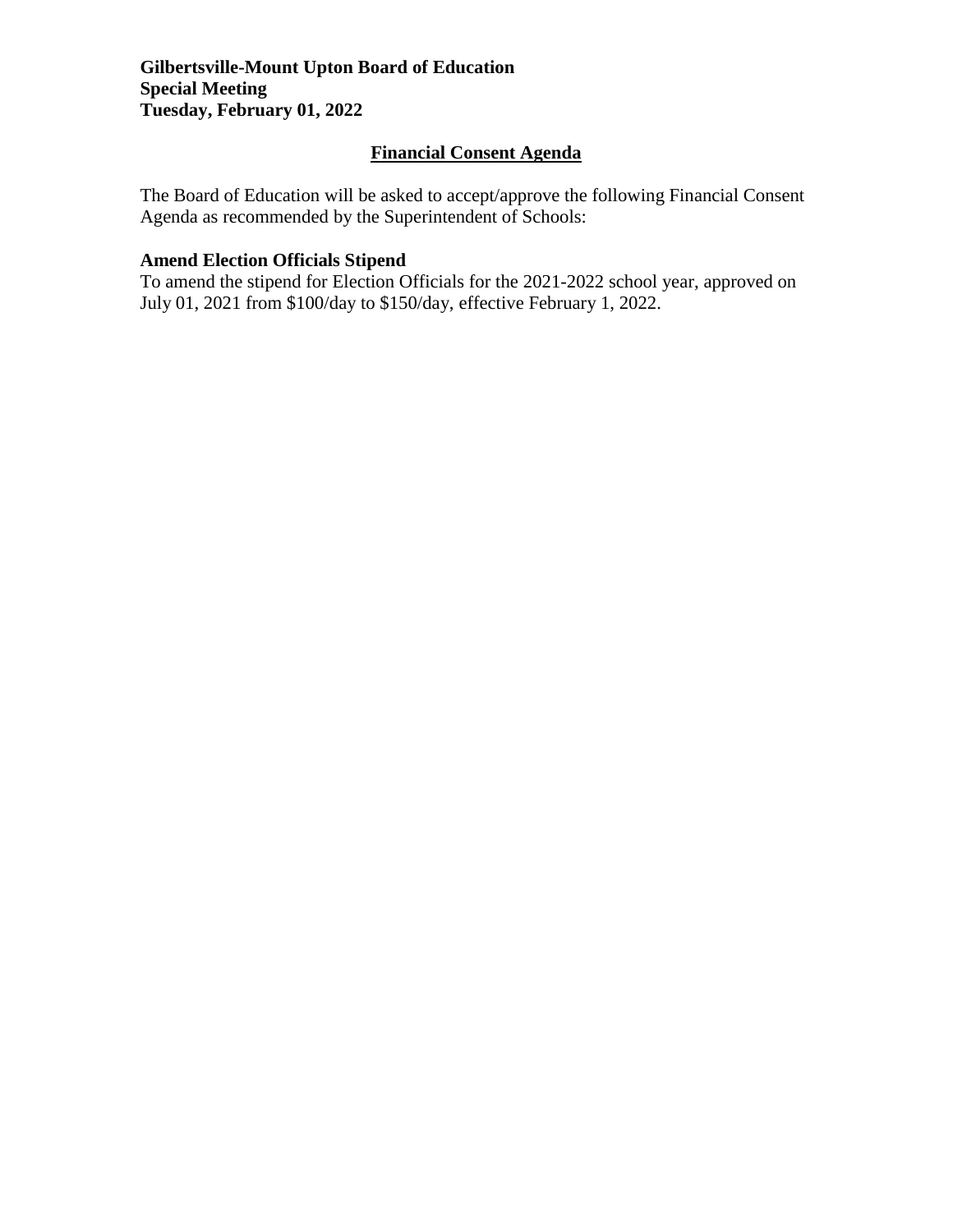**Gilbertsville-Mount Upton Board of Education**
**Special Meeting**
**Tuesday, February 01, 2022**

## Financial Consent Agenda

The Board of Education will be asked to accept/approve the following Financial Consent Agenda as recommended by the Superintendent of Schools:

### Amend Election Officials Stipend

To amend the stipend for Election Officials for the 2021-2022 school year, approved on July 01, 2021 from $100/day to $150/day, effective February 1, 2022.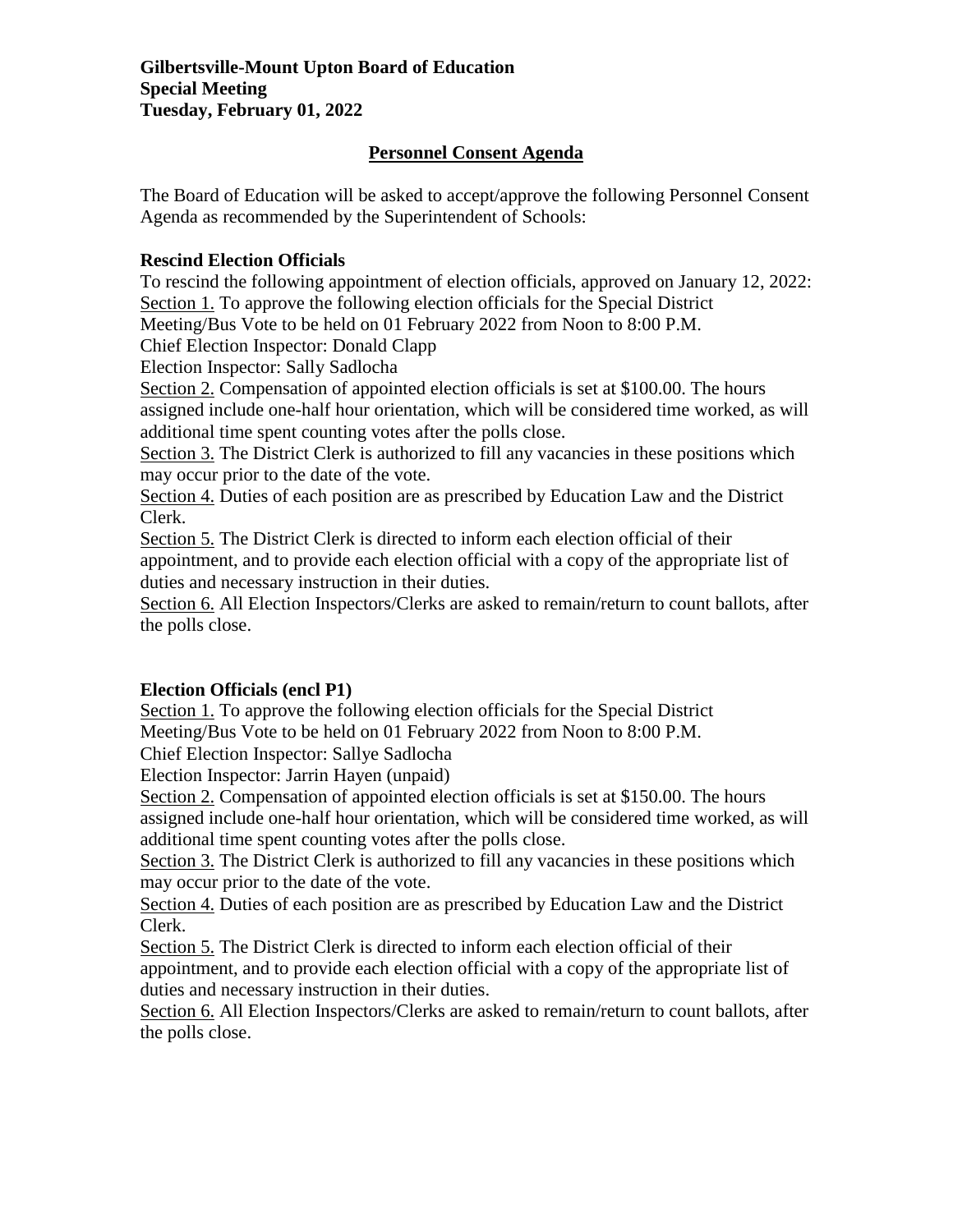**Gilbertsville-Mount Upton Board of Education**
**Special Meeting**
**Tuesday, February 01, 2022**

## Personnel Consent Agenda

The Board of Education will be asked to accept/approve the following Personnel Consent Agenda as recommended by the Superintendent of Schools:

### Rescind Election Officials

To rescind the following appointment of election officials, approved on January 12, 2022:
Section 1. To approve the following election officials for the Special District Meeting/Bus Vote to be held on 01 February 2022 from Noon to 8:00 P.M.
Chief Election Inspector: Donald Clapp
Election Inspector: Sally Sadlocha
Section 2. Compensation of appointed election officials is set at $100.00. The hours assigned include one-half hour orientation, which will be considered time worked, as will additional time spent counting votes after the polls close.
Section 3. The District Clerk is authorized to fill any vacancies in these positions which may occur prior to the date of the vote.
Section 4. Duties of each position are as prescribed by Education Law and the District Clerk.
Section 5. The District Clerk is directed to inform each election official of their appointment, and to provide each election official with a copy of the appropriate list of duties and necessary instruction in their duties.
Section 6. All Election Inspectors/Clerks are asked to remain/return to count ballots, after the polls close.

### Election Officials (encl P1)

Section 1. To approve the following election officials for the Special District Meeting/Bus Vote to be held on 01 February 2022 from Noon to 8:00 P.M.
Chief Election Inspector: Sallye Sadlocha
Election Inspector: Jarrin Hayen (unpaid)
Section 2. Compensation of appointed election officials is set at $150.00. The hours assigned include one-half hour orientation, which will be considered time worked, as will additional time spent counting votes after the polls close.
Section 3. The District Clerk is authorized to fill any vacancies in these positions which may occur prior to the date of the vote.
Section 4. Duties of each position are as prescribed by Education Law and the District Clerk.
Section 5. The District Clerk is directed to inform each election official of their appointment, and to provide each election official with a copy of the appropriate list of duties and necessary instruction in their duties.
Section 6. All Election Inspectors/Clerks are asked to remain/return to count ballots, after the polls close.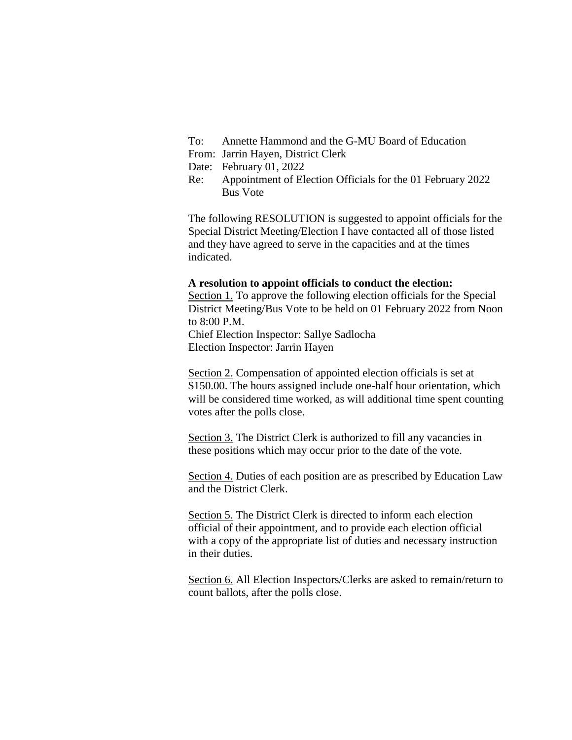To: Annette Hammond and the G-MU Board of Education
From: Jarrin Hayen, District Clerk
Date: February 01, 2022
Re: Appointment of Election Officials for the 01 February 2022 Bus Vote

The following RESOLUTION is suggested to appoint officials for the Special District Meeting/Election I have contacted all of those listed and they have agreed to serve in the capacities and at the times indicated.

**A resolution to appoint officials to conduct the election:**

Section 1. To approve the following election officials for the Special District Meeting/Bus Vote to be held on 01 February 2022 from Noon to 8:00 P.M.
Chief Election Inspector: Sallye Sadlocha
Election Inspector: Jarrin Hayen

Section 2. Compensation of appointed election officials is set at $150.00. The hours assigned include one-half hour orientation, which will be considered time worked, as will additional time spent counting votes after the polls close.

Section 3. The District Clerk is authorized to fill any vacancies in these positions which may occur prior to the date of the vote.

Section 4. Duties of each position are as prescribed by Education Law and the District Clerk.

Section 5. The District Clerk is directed to inform each election official of their appointment, and to provide each election official with a copy of the appropriate list of duties and necessary instruction in their duties.

Section 6. All Election Inspectors/Clerks are asked to remain/return to count ballots, after the polls close.